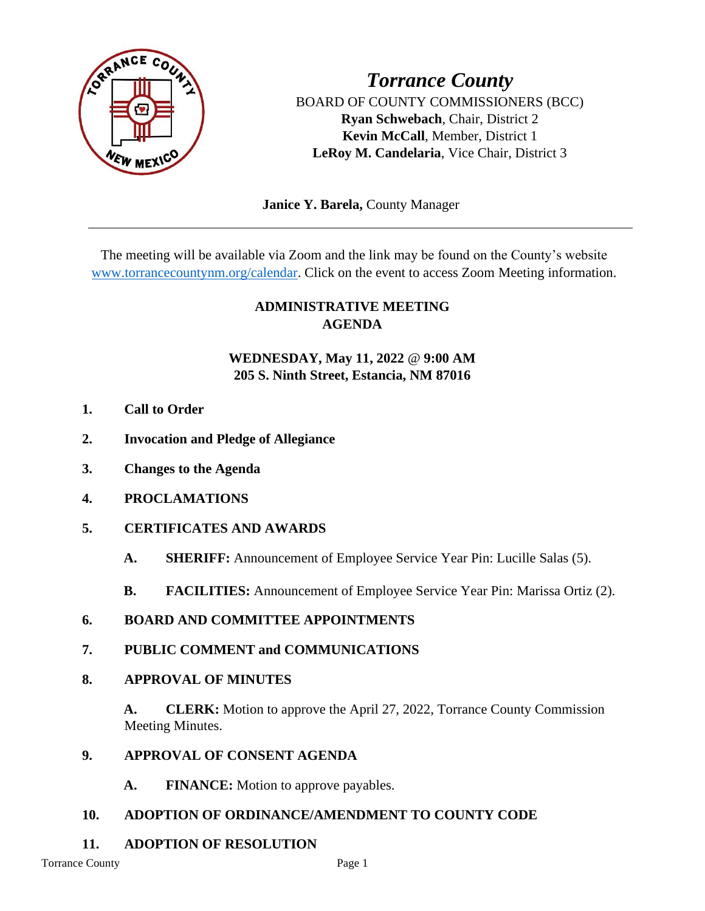# *Torrance County*

BOARD OF COUNTY COMMISSIONERS (BCC)
**Ryan Schwebach**, Chair, District 2
**Kevin McCall**, Member, District 1
**LeRoy M. Candelaria**, Vice Chair, District 3

**Janice Y. Barela,** County Manager

---

The meeting will be available via Zoom and the link may be found on the County's website www.torrancecountynm.org/calendar. Click on the event to access Zoom Meeting information.

## ADMINISTRATIVE MEETING AGENDA

**WEDNESDAY, May 11, 2022 @ 9:00 AM**
**205 S. Ninth Street, Estancia, NM 87016**

**1. Call to Order**

**2. Invocation and Pledge of Allegiance**

**3. Changes to the Agenda**

**4. PROCLAMATIONS**

**5. CERTIFICATES AND AWARDS**

**A. SHERIFF:** Announcement of Employee Service Year Pin: Lucille Salas (5).

**B. FACILITIES:** Announcement of Employee Service Year Pin: Marissa Ortiz (2).

**6. BOARD AND COMMITTEE APPOINTMENTS**

**7. PUBLIC COMMENT and COMMUNICATIONS**

**8. APPROVAL OF MINUTES**

**A. CLERK:** Motion to approve the April 27, 2022, Torrance County Commission Meeting Minutes.

**9. APPROVAL OF CONSENT AGENDA**

**A. FINANCE:** Motion to approve payables.

**10. ADOPTION OF ORDINANCE/AMENDMENT TO COUNTY CODE**

**11. ADOPTION OF RESOLUTION**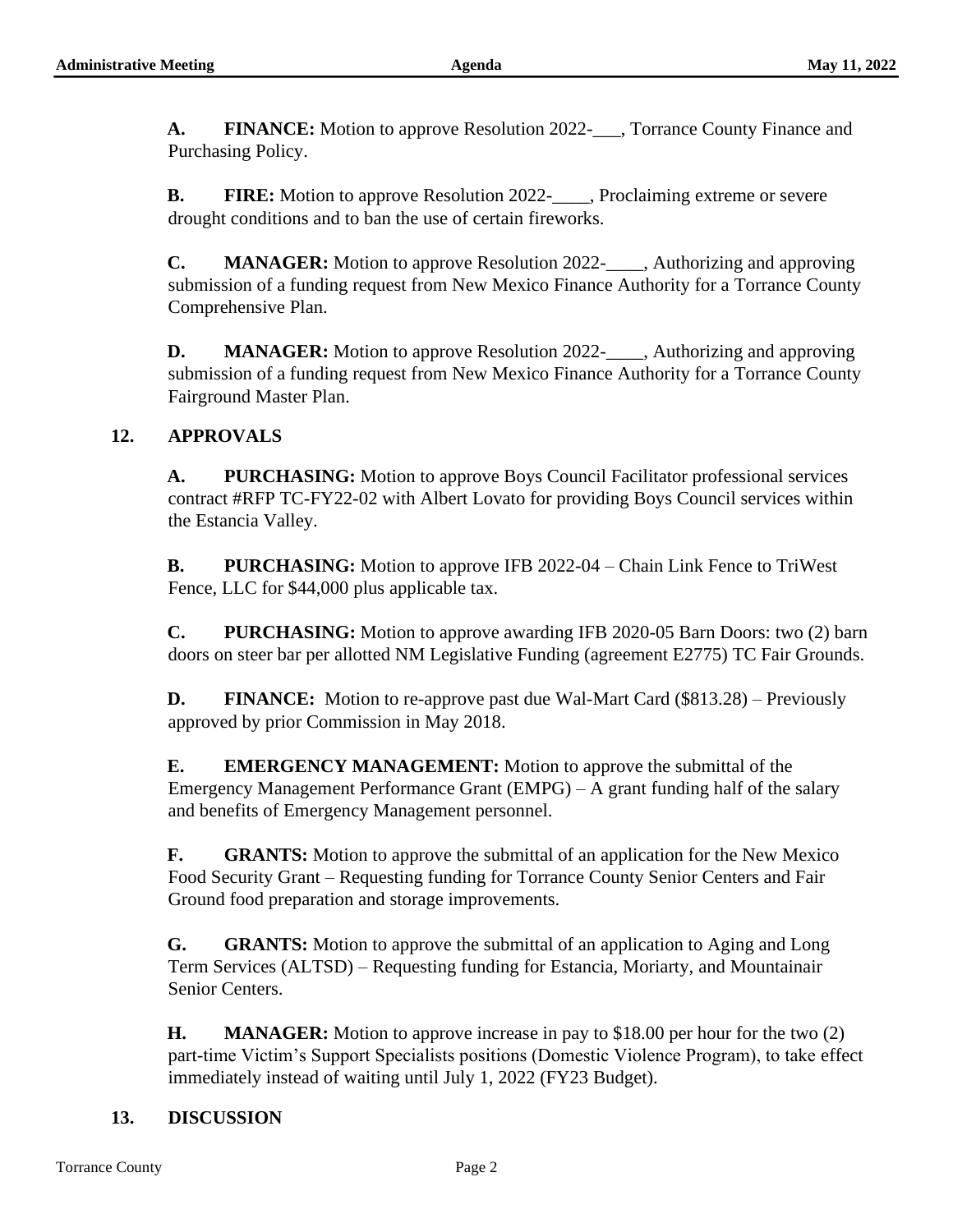**A.** **FINANCE:** Motion to approve Resolution 2022-___, Torrance County Finance and Purchasing Policy.

**B.** **FIRE:** Motion to approve Resolution 2022-____, Proclaiming extreme or severe drought conditions and to ban the use of certain fireworks.

**C.** **MANAGER:** Motion to approve Resolution 2022-____, Authorizing and approving submission of a funding request from New Mexico Finance Authority for a Torrance County Comprehensive Plan.

**D.** **MANAGER:** Motion to approve Resolution 2022-____, Authorizing and approving submission of a funding request from New Mexico Finance Authority for a Torrance County Fairground Master Plan.

## 12. APPROVALS

**A.** **PURCHASING:** Motion to approve Boys Council Facilitator professional services contract #RFP TC-FY22-02 with Albert Lovato for providing Boys Council services within the Estancia Valley.

**B.** **PURCHASING:** Motion to approve IFB 2022-04 – Chain Link Fence to TriWest Fence, LLC for $44,000 plus applicable tax.

**C.** **PURCHASING:** Motion to approve awarding IFB 2020-05 Barn Doors: two (2) barn doors on steer bar per allotted NM Legislative Funding (agreement E2775) TC Fair Grounds.

**D.** **FINANCE:** Motion to re-approve past due Wal-Mart Card ($813.28) – Previously approved by prior Commission in May 2018.

**E.** **EMERGENCY MANAGEMENT:** Motion to approve the submittal of the Emergency Management Performance Grant (EMPG) – A grant funding half of the salary and benefits of Emergency Management personnel.

**F.** **GRANTS:** Motion to approve the submittal of an application for the New Mexico Food Security Grant – Requesting funding for Torrance County Senior Centers and Fair Ground food preparation and storage improvements.

**G.** **GRANTS:** Motion to approve the submittal of an application to Aging and Long Term Services (ALTSD) – Requesting funding for Estancia, Moriarty, and Mountainair Senior Centers.

**H.** **MANAGER:** Motion to approve increase in pay to $18.00 per hour for the two (2) part-time Victim's Support Specialists positions (Domestic Violence Program), to take effect immediately instead of waiting until July 1, 2022 (FY23 Budget).

## 13. DISCUSSION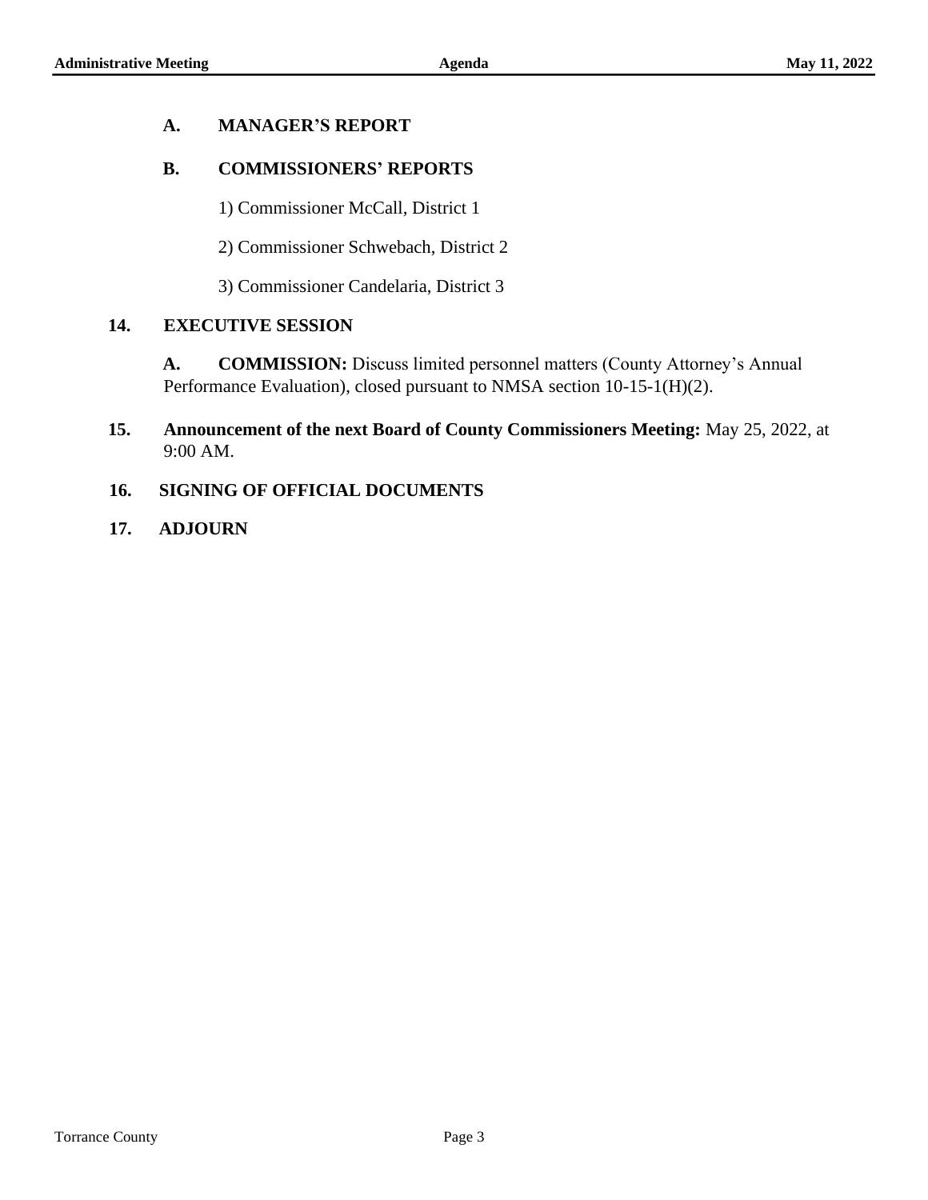**A. MANAGER'S REPORT**

**B. COMMISSIONERS' REPORTS**

1) Commissioner McCall, District 1

2) Commissioner Schwebach, District 2

3) Commissioner Candelaria, District 3

**14. EXECUTIVE SESSION**

**A. COMMISSION:** Discuss limited personnel matters (County Attorney's Annual Performance Evaluation), closed pursuant to NMSA section 10-15-1(H)(2).

**15. Announcement of the next Board of County Commissioners Meeting:** May 25, 2022, at 9:00 AM.

**16. SIGNING OF OFFICIAL DOCUMENTS**

**17. ADJOURN**